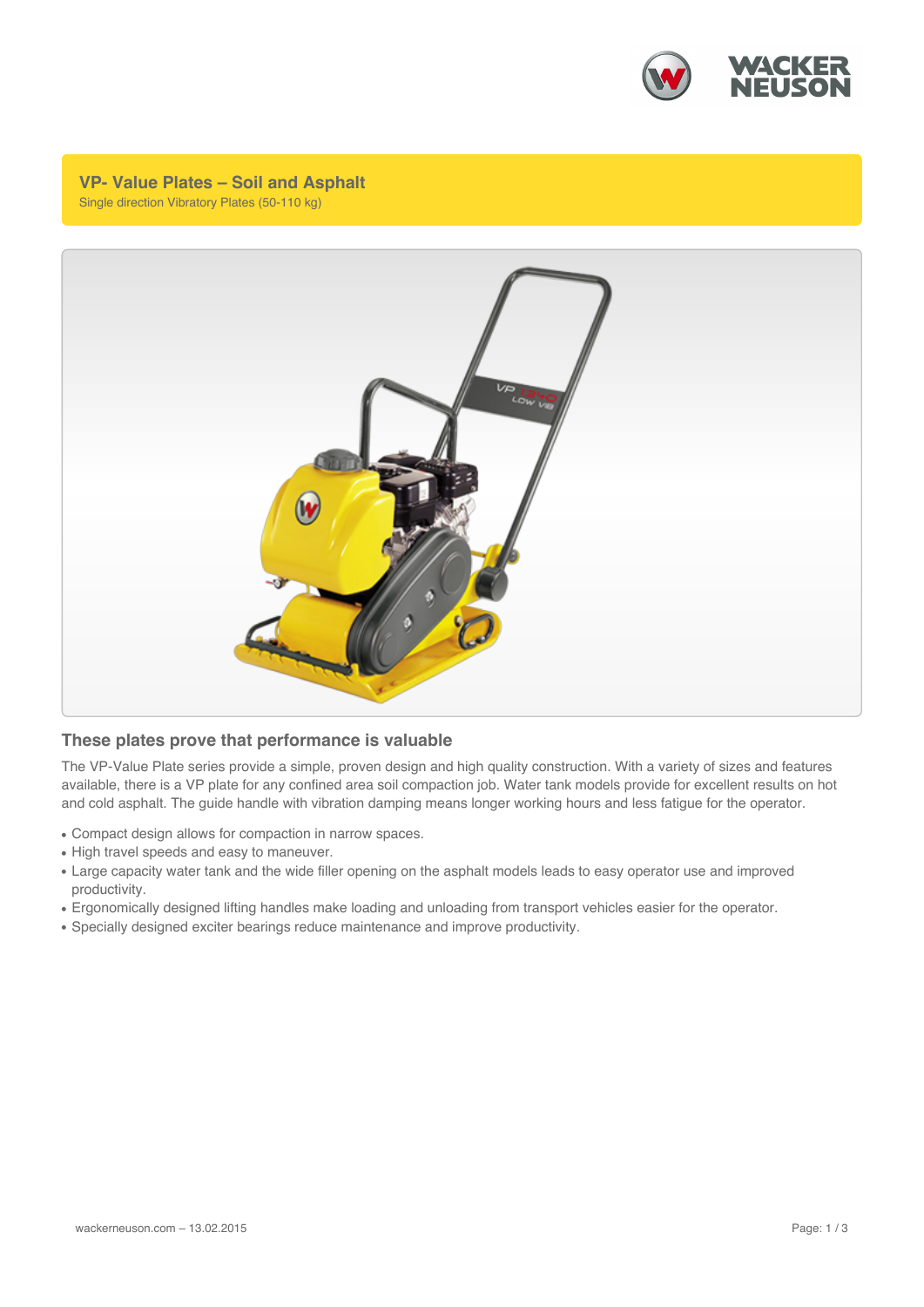## VP- Value Plates – Soil and Asphalt

Single direction Vibratory Plates (50-110 kg)

### These plates prove that performance is valuable

The VP-Value Plate series provide a simple, proven design and high quality construction. With a variety of sizes and features available, there is a VP plate for any confined area soil compaction job. Water tank models provide for excellent results on hot and cold asphalt. The guide handle with vibration damping means longer working hours and less fatigue for the operator.

- Compact design allows for compaction in narrow spaces.
- High travel speeds and easy to maneuver.
- Large capacity water tank and the wide filler opening on the asphalt models leads to easy operator use and improved productivity.
- Ergonomically designed lifting handles make loading and unloading from transport vehicles easier for the operator.
- Specially designed exciter bearings reduce maintenance and improve productivity.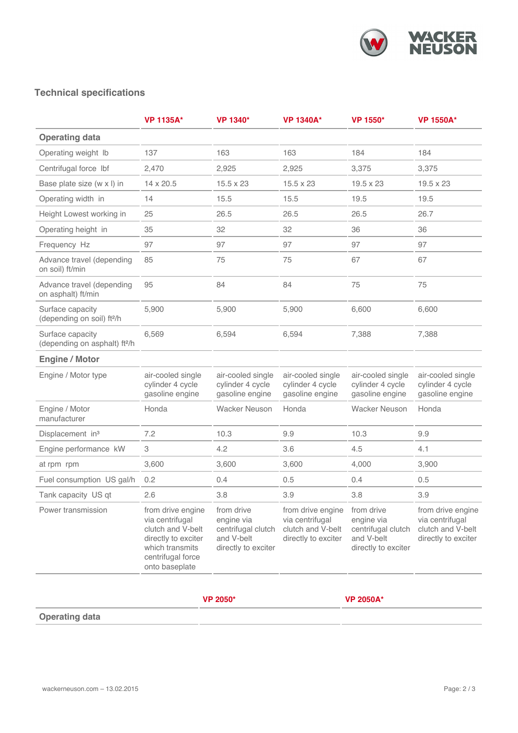## Technical specifications

| | VP 1135A* | VP 1340* | VP 1340A* | VP 1550* | VP 1550A* |
|---|---|---|---|---|---|
| **Operating data** | | | | | |
| Operating weight lb | 137 | 163 | 163 | 184 | 184 |
| Centrifugal force lbf | 2,470 | 2,925 | 2,925 | 3,375 | 3,375 |
| Base plate size (w x l) in | 14 x 20.5 | 15.5 x 23 | 15.5 x 23 | 19.5 x 23 | 19.5 x 23 |
| Operating width in | 14 | 15.5 | 15.5 | 19.5 | 19.5 |
| Height Lowest working in | 25 | 26.5 | 26.5 | 26.5 | 26.7 |
| Operating height in | 35 | 32 | 32 | 36 | 36 |
| Frequency Hz | 97 | 97 | 97 | 97 | 97 |
| Advance travel (depending on soil) ft/min | 85 | 75 | 75 | 67 | 67 |
| Advance travel (depending on asphalt) ft/min | 95 | 84 | 84 | 75 | 75 |
| Surface capacity (depending on soil) ft²/h | 5,900 | 5,900 | 5,900 | 6,600 | 6,600 |
| Surface capacity (depending on asphalt) ft²/h | 6,569 | 6,594 | 6,594 | 7,388 | 7,388 |
| **Engine / Motor** | | | | | |
| Engine / Motor type | air-cooled single cylinder 4 cycle gasoline engine | air-cooled single cylinder 4 cycle gasoline engine | air-cooled single cylinder 4 cycle gasoline engine | air-cooled single cylinder 4 cycle gasoline engine | air-cooled single cylinder 4 cycle gasoline engine |
| Engine / Motor manufacturer | Honda | Wacker Neuson | Honda | Wacker Neuson | Honda |
| Displacement in³ | 7.2 | 10.3 | 9.9 | 10.3 | 9.9 |
| Engine performance kW | 3 | 4.2 | 3.6 | 4.5 | 4.1 |
| at rpm rpm | 3,600 | 3,600 | 3,600 | 4,000 | 3,900 |
| Fuel consumption US gal/h | 0.2 | 0.4 | 0.5 | 0.4 | 0.5 |
| Tank capacity US qt | 2.6 | 3.8 | 3.9 | 3.8 | 3.9 |
| Power transmission | from drive engine via centrifugal clutch and V-belt directly to exciter which transmits centrifugal force onto baseplate | from drive engine via centrifugal clutch and V-belt directly to exciter | from drive engine via centrifugal clutch and V-belt directly to exciter | from drive engine via centrifugal clutch and V-belt directly to exciter | from drive engine via centrifugal clutch and V-belt directly to exciter |

| | VP 2050* | VP 2050A* |
|---|---|---|
| **Operating data** | | |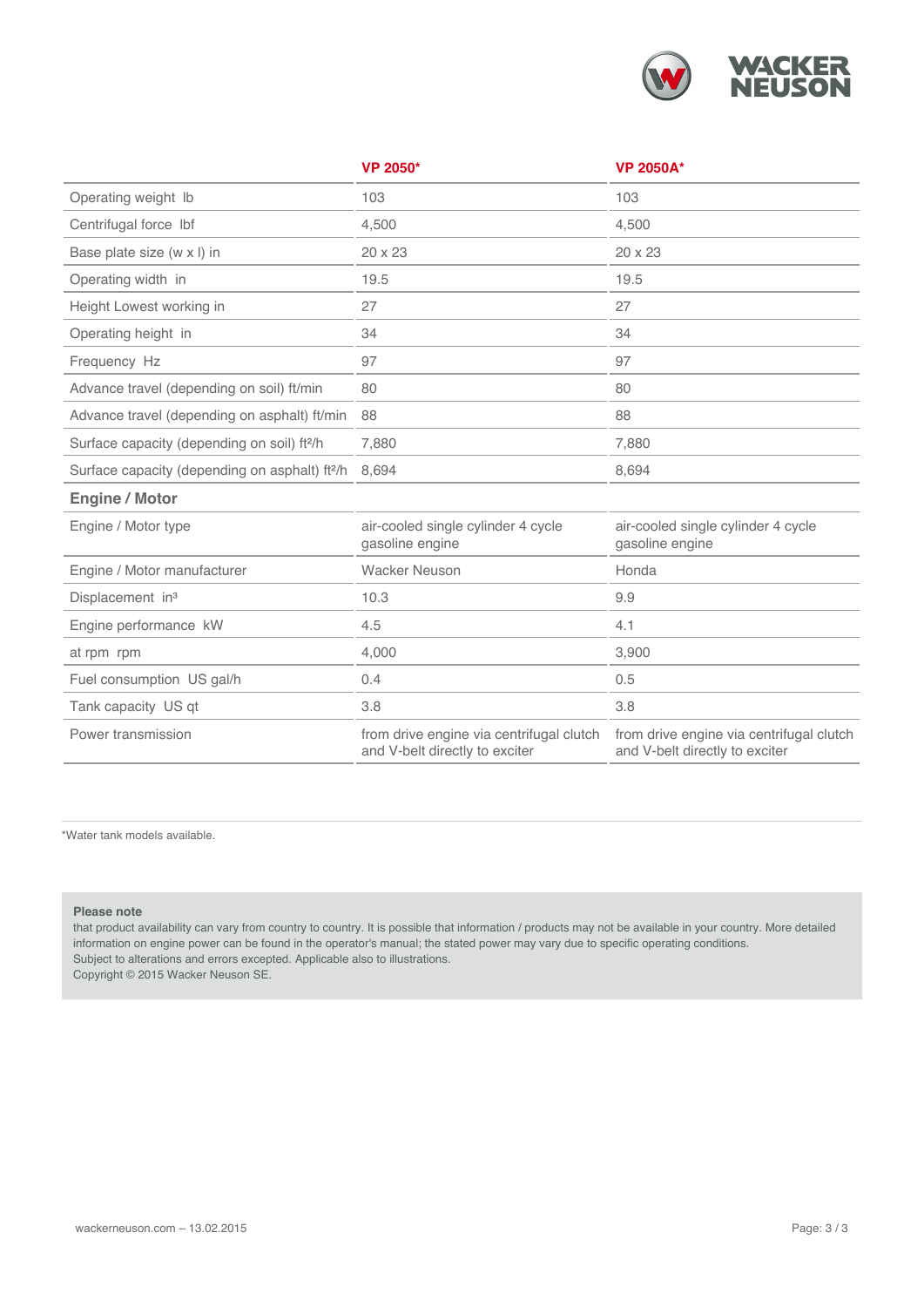| | VP 2050* | VP 2050A* |
| --- | --- | --- |
| Operating weight lb | 103 | 103 |
| Centrifugal force lbf | 4,500 | 4,500 |
| Base plate size (w x l) in | 20 x 23 | 20 x 23 |
| Operating width in | 19.5 | 19.5 |
| Height Lowest working in | 27 | 27 |
| Operating height in | 34 | 34 |
| Frequency Hz | 97 | 97 |
| Advance travel (depending on soil) ft/min | 80 | 80 |
| Advance travel (depending on asphalt) ft/min | 88 | 88 |
| Surface capacity (depending on soil) ft²/h | 7,880 | 7,880 |
| Surface capacity (depending on asphalt) ft²/h | 8,694 | 8,694 |
| **Engine / Motor** | | |
| Engine / Motor type | air-cooled single cylinder 4 cycle gasoline engine | air-cooled single cylinder 4 cycle gasoline engine |
| Engine / Motor manufacturer | Wacker Neuson | Honda |
| Displacement in³ | 10.3 | 9.9 |
| Engine performance kW | 4.5 | 4.1 |
| at rpm rpm | 4,000 | 3,900 |
| Fuel consumption US gal/h | 0.4 | 0.5 |
| Tank capacity US qt | 3.8 | 3.8 |
| Power transmission | from drive engine via centrifugal clutch and V-belt directly to exciter | from drive engine via centrifugal clutch and V-belt directly to exciter |

*Water tank models available.

**Please note**
that product availability can vary from country to country. It is possible that information / products may not be available in your country. More detailed information on engine power can be found in the operator's manual; the stated power may vary due to specific operating conditions.
Subject to alterations and errors excepted. Applicable also to illustrations.
Copyright © 2015 Wacker Neuson SE.